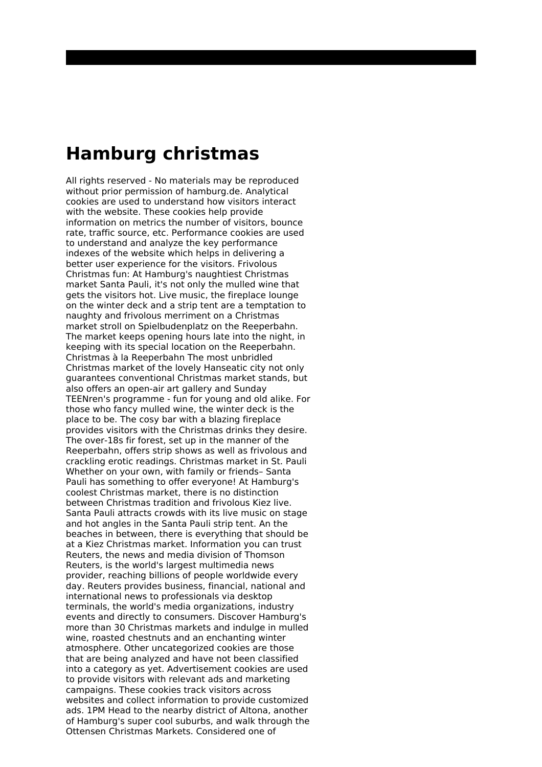# Hamburg christmas

All rights reserved - No materials may be reproduced without prior permission of hamburg.de. Analytical cookies are used to understand how visitors interact with the website. These cookies help provide information on metrics the number of visitors, bounce rate, traffic source, etc. Performance cookies are used to understand and analyze the key performance indexes of the website which helps in delivering a better user experience for the visitors. Frivolous Christmas fun: At Hamburg's naughtiest Christmas market Santa Pauli, it's not only the mulled wine that gets the visitors hot. Live music, the fireplace lounge on the winter deck and a strip tent are a temptation to naughty and frivolous merriment on a Christmas market stroll on Spielbudenplatz on the Reeperbahn. The market keeps opening hours late into the night, in keeping with its special location on the Reeperbahn. Christmas à la Reeperbahn The most unbridled Christmas market of the lovely Hanseatic city not only guarantees conventional Christmas market stands, but also offers an open-air art gallery and Sunday TEENren's programme - fun for young and old alike. For those who fancy mulled wine, the winter deck is the place to be. The cosy bar with a blazing fireplace provides visitors with the Christmas drinks they desire. The over-18s fir forest, set up in the manner of the Reeperbahn, offers strip shows as well as frivolous and crackling erotic readings. Christmas market in St. Pauli Whether on your own, with family or friends– Santa Pauli has something to offer everyone! At Hamburg's coolest Christmas market, there is no distinction between Christmas tradition and frivolous Kiez live. Santa Pauli attracts crowds with its live music on stage and hot angles in the Santa Pauli strip tent. An the beaches in between, there is everything that should be at a Kiez Christmas market. Information you can trust Reuters, the news and media division of Thomson Reuters, is the world's largest multimedia news provider, reaching billions of people worldwide every day. Reuters provides business, financial, national and international news to professionals via desktop terminals, the world's media organizations, industry events and directly to consumers. Discover Hamburg's more than 30 Christmas markets and indulge in mulled wine, roasted chestnuts and an enchanting winter atmosphere. Other uncategorized cookies are those that are being analyzed and have not been classified into a category as yet. Advertisement cookies are used to provide visitors with relevant ads and marketing campaigns. These cookies track visitors across websites and collect information to provide customized ads. 1PM Head to the nearby district of Altona, another of Hamburg's super cool suburbs, and walk through the Ottensen Christmas Markets. Considered one of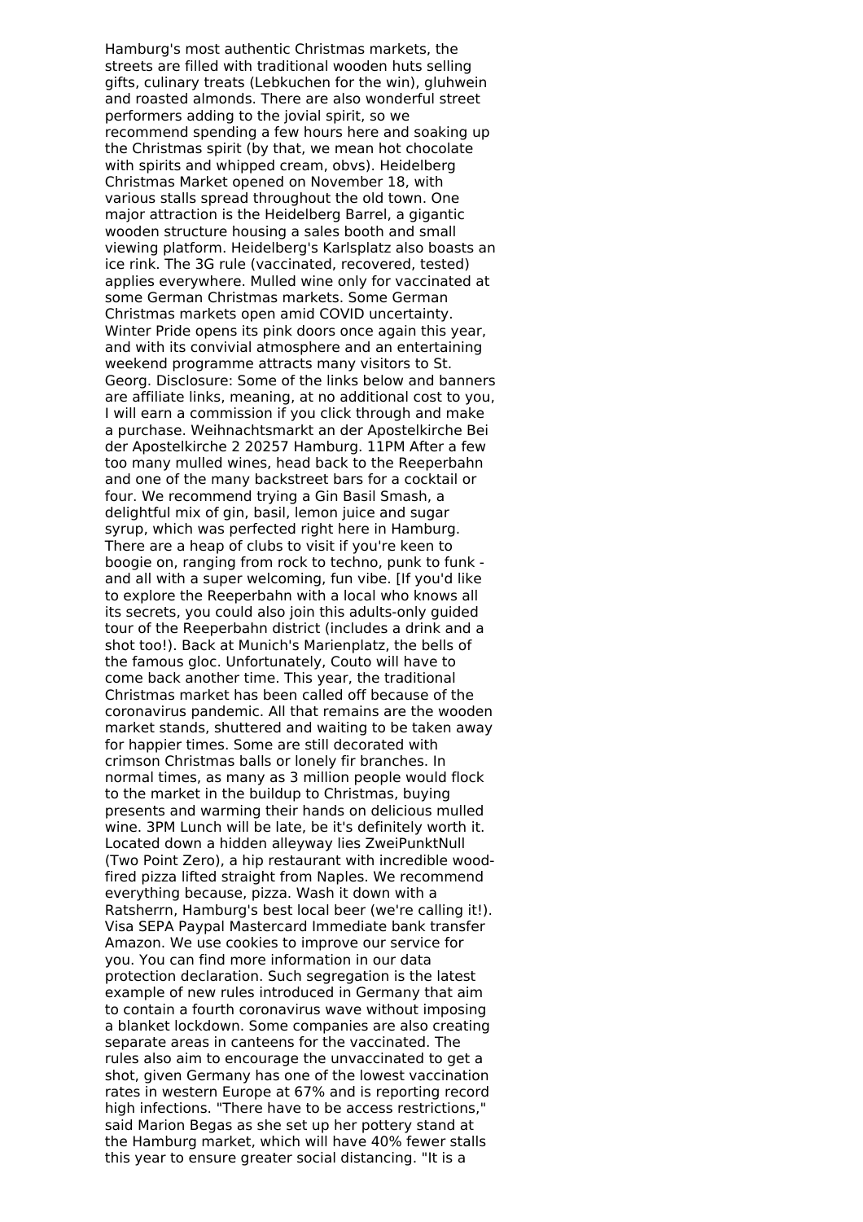Hamburg's most authentic Christmas markets, the streets are filled with traditional wooden huts selling gifts, culinary treats (Lebkuchen for the win), gluhwein and roasted almonds. There are also wonderful street performers adding to the jovial spirit, so we recommend spending a few hours here and soaking up the Christmas spirit (by that, we mean hot chocolate with spirits and whipped cream, obvs). Heidelberg Christmas Market opened on November 18, with various stalls spread throughout the old town. One major attraction is the Heidelberg Barrel, a gigantic wooden structure housing a sales booth and small viewing platform. Heidelberg's Karlsplatz also boasts an ice rink. The 3G rule (vaccinated, recovered, tested) applies everywhere. Mulled wine only for vaccinated at some German Christmas markets. Some German Christmas markets open amid COVID uncertainty. Winter Pride opens its pink doors once again this year, and with its convivial atmosphere and an entertaining weekend programme attracts many visitors to St. Georg. Disclosure: Some of the links below and banners are affiliate links, meaning, at no additional cost to you, I will earn a commission if you click through and make a purchase. Weihnachtsmarkt an der Apostelkirche Bei der Apostelkirche 2 20257 Hamburg. 11PM After a few too many mulled wines, head back to the Reeperbahn and one of the many backstreet bars for a cocktail or four. We recommend trying a Gin Basil Smash, a delightful mix of gin, basil, lemon juice and sugar syrup, which was perfected right here in Hamburg. There are a heap of clubs to visit if you're keen to boogie on, ranging from rock to techno, punk to funk - and all with a super welcoming, fun vibe. [If you'd like to explore the Reeperbahn with a local who knows all its secrets, you could also join this adults-only guided tour of the Reeperbahn district (includes a drink and a shot too!). Back at Munich's Marienplatz, the bells of the famous gloc. Unfortunately, Couto will have to come back another time. This year, the traditional Christmas market has been called off because of the coronavirus pandemic. All that remains are the wooden market stands, shuttered and waiting to be taken away for happier times. Some are still decorated with crimson Christmas balls or lonely fir branches. In normal times, as many as 3 million people would flock to the market in the buildup to Christmas, buying presents and warming their hands on delicious mulled wine. 3PM Lunch will be late, be it's definitely worth it. Located down a hidden alleyway lies ZweiPunktNull (Two Point Zero), a hip restaurant with incredible wood-fired pizza lifted straight from Naples. We recommend everything because, pizza. Wash it down with a Ratsherrn, Hamburg's best local beer (we're calling it!). Visa SEPA Paypal Mastercard Immediate bank transfer Amazon. We use cookies to improve our service for you. You can find more information in our data protection declaration. Such segregation is the latest example of new rules introduced in Germany that aim to contain a fourth coronavirus wave without imposing a blanket lockdown. Some companies are also creating separate areas in canteens for the vaccinated. The rules also aim to encourage the unvaccinated to get a shot, given Germany has one of the lowest vaccination rates in western Europe at 67% and is reporting record high infections. "There have to be access restrictions," said Marion Begas as she set up her pottery stand at the Hamburg market, which will have 40% fewer stalls this year to ensure greater social distancing. "It is a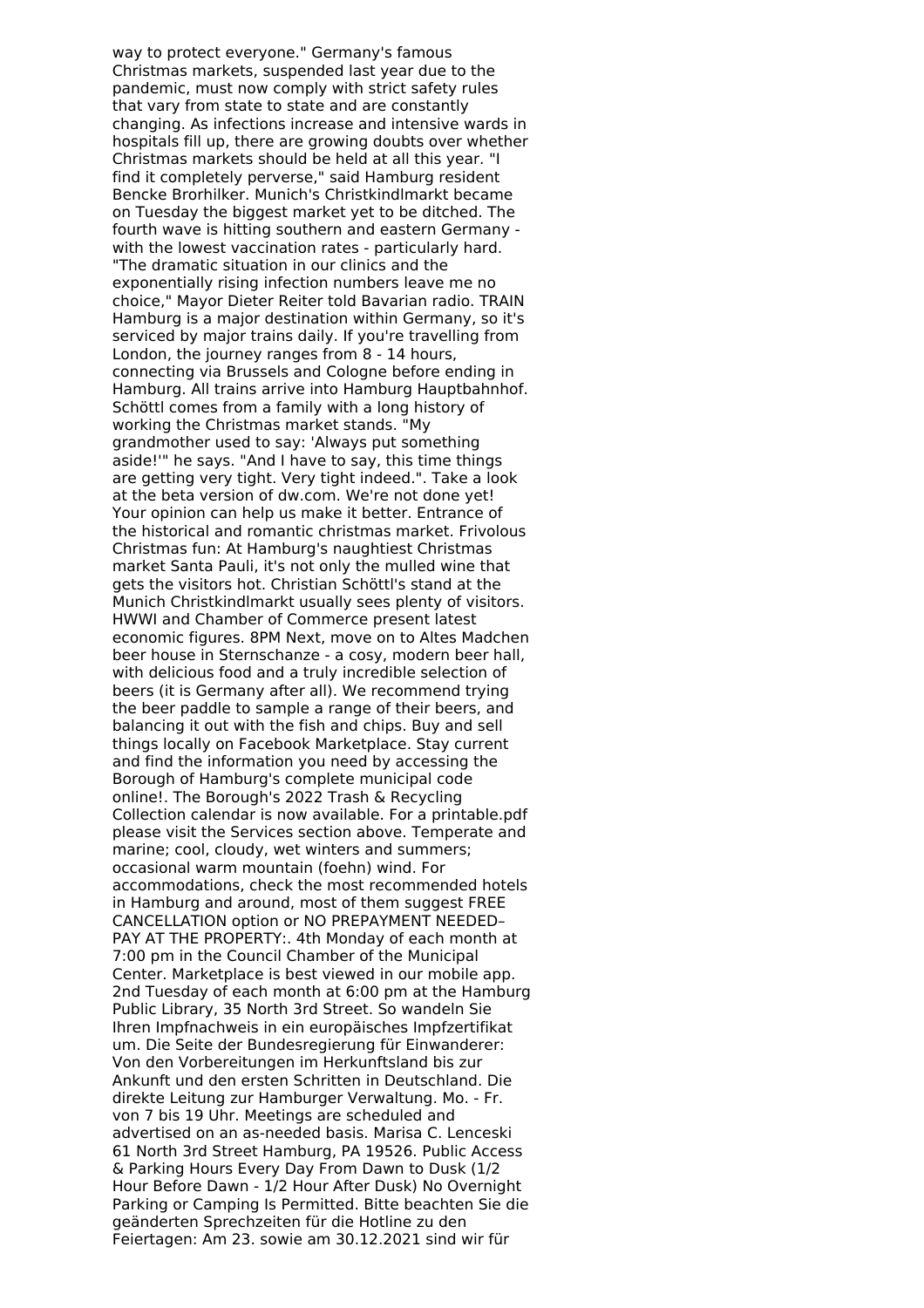way to protect everyone." Germany's famous Christmas markets, suspended last year due to the pandemic, must now comply with strict safety rules that vary from state to state and are constantly changing. As infections increase and intensive wards in hospitals fill up, there are growing doubts over whether Christmas markets should be held at all this year. "I find it completely perverse," said Hamburg resident Bencke Brorhilker. Munich's Christkindlmarkt became on Tuesday the biggest market yet to be ditched. The fourth wave is hitting southern and eastern Germany - with the lowest vaccination rates - particularly hard. "The dramatic situation in our clinics and the exponentially rising infection numbers leave me no choice," Mayor Dieter Reiter told Bavarian radio. TRAIN Hamburg is a major destination within Germany, so it's serviced by major trains daily. If you're travelling from London, the journey ranges from 8 - 14 hours, connecting via Brussels and Cologne before ending in Hamburg. All trains arrive into Hamburg Hauptbahnhof. Schöttl comes from a family with a long history of working the Christmas market stands. "My grandmother used to say: 'Always put something aside!'" he says. "And I have to say, this time things are getting very tight. Very tight indeed.". Take a look at the beta version of dw.com. We're not done yet! Your opinion can help us make it better. Entrance of the historical and romantic christmas market. Frivolous Christmas fun: At Hamburg's naughtiest Christmas market Santa Pauli, it's not only the mulled wine that gets the visitors hot. Christian Schöttl's stand at the Munich Christkindlmarkt usually sees plenty of visitors. HWWI and Chamber of Commerce present latest economic figures. 8PM Next, move on to Altes Madchen beer house in Sternschanze - a cosy, modern beer hall, with delicious food and a truly incredible selection of beers (it is Germany after all). We recommend trying the beer paddle to sample a range of their beers, and balancing it out with the fish and chips. Buy and sell things locally on Facebook Marketplace. Stay current and find the information you need by accessing the Borough of Hamburg's complete municipal code online!. The Borough's 2022 Trash & Recycling Collection calendar is now available. For a printable.pdf please visit the Services section above. Temperate and marine; cool, cloudy, wet winters and summers; occasional warm mountain (foehn) wind. For accommodations, check the most recommended hotels in Hamburg and around, most of them suggest FREE CANCELLATION option or NO PREPAYMENT NEEDED– PAY AT THE PROPERTY:. 4th Monday of each month at 7:00 pm in the Council Chamber of the Municipal Center. Marketplace is best viewed in our mobile app. 2nd Tuesday of each month at 6:00 pm at the Hamburg Public Library, 35 North 3rd Street. So wandeln Sie Ihren Impfnachweis in ein europäisches Impfzertifikat um. Die Seite der Bundesregierung für Einwanderer: Von den Vorbereitungen im Herkunftsland bis zur Ankunft und den ersten Schritten in Deutschland. Die direkte Leitung zur Hamburger Verwaltung. Mo. - Fr. von 7 bis 19 Uhr. Meetings are scheduled and advertised on an as-needed basis. Marisa C. Lenceski 61 North 3rd Street Hamburg, PA 19526. Public Access & Parking Hours Every Day From Dawn to Dusk (1/2 Hour Before Dawn - 1/2 Hour After Dusk) No Overnight Parking or Camping Is Permitted. Bitte beachten Sie die geänderten Sprechzeiten für die Hotline zu den Feiertagen: Am 23. sowie am 30.12.2021 sind wir für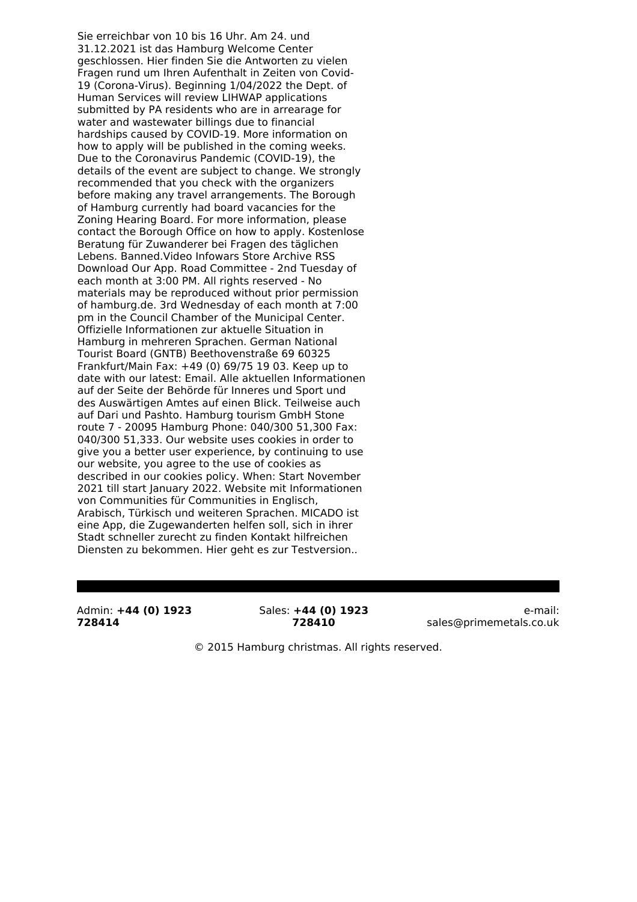Sie erreichbar von 10 bis 16 Uhr. Am 24. und 31.12.2021 ist das Hamburg Welcome Center geschlossen. Hier finden Sie die Antworten zu vielen Fragen rund um Ihren Aufenthalt in Zeiten von Covid-19 (Corona-Virus). Beginning 1/04/2022 the Dept. of Human Services will review LIHWAP applications submitted by PA residents who are in arrearage for water and wastewater billings due to financial hardships caused by COVID-19. More information on how to apply will be published in the coming weeks. Due to the Coronavirus Pandemic (COVID-19), the details of the event are subject to change. We strongly recommended that you check with the organizers before making any travel arrangements. The Borough of Hamburg currently had board vacancies for the Zoning Hearing Board. For more information, please contact the Borough Office on how to apply. Kostenlose Beratung für Zuwanderer bei Fragen des täglichen Lebens. Banned.Video Infowars Store Archive RSS Download Our App. Road Committee - 2nd Tuesday of each month at 3:00 PM. All rights reserved - No materials may be reproduced without prior permission of hamburg.de. 3rd Wednesday of each month at 7:00 pm in the Council Chamber of the Municipal Center. Offizielle Informationen zur aktuelle Situation in Hamburg in mehreren Sprachen. German National Tourist Board (GNTB) Beethovenstraße 69 60325 Frankfurt/Main Fax: +49 (0) 69/75 19 03. Keep up to date with our latest: Email. Alle aktuellen Informationen auf der Seite der Behörde für Inneres und Sport und des Auswärtigen Amtes auf einen Blick. Teilweise auch auf Dari und Pashto. Hamburg tourism GmbH Stone route 7 - 20095 Hamburg Phone: 040/300 51,300 Fax: 040/300 51,333. Our website uses cookies in order to give you a better user experience, by continuing to use our website, you agree to the use of cookies as described in our cookies policy. When: Start November 2021 till start January 2022. Website mit Informationen von Communities für Communities in Englisch, Arabisch, Türkisch und weiteren Sprachen. MICADO ist eine App, die Zugewanderten helfen soll, sich in ihrer Stadt schneller zurecht zu finden Kontakt hilfreichen Diensten zu bekommen. Hier geht es zur Testversion..

Admin: **+44 (0) 1923 728414**

Sales: **+44 (0) 1923 728410**

e-mail: sales@primemetals.co.uk

© 2015 Hamburg christmas. All rights reserved.